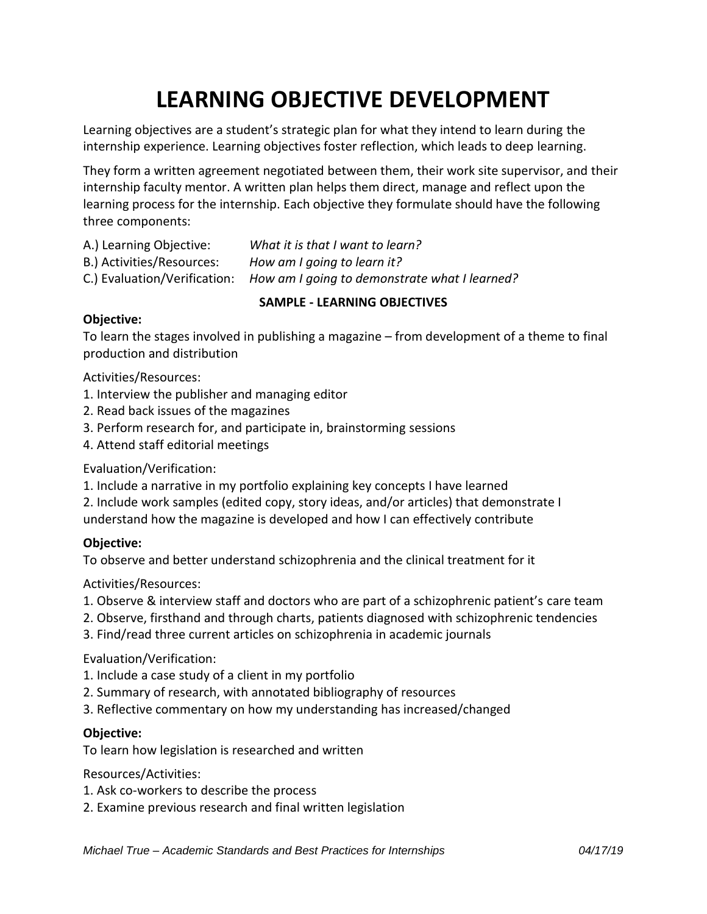# LEARNING OBJECTIVE DEVELOPMENT

Learning objectives are a student's strategic plan for what they intend to learn during the internship experience. Learning objectives foster reflection, which leads to deep learning.

They form a written agreement negotiated between them, their work site supervisor, and their internship faculty mentor. A written plan helps them direct, manage and reflect upon the learning process for the internship. Each objective they formulate should have the following three components:

A.) Learning Objective: *What it is that I want to learn?*
B.) Activities/Resources: *How am I going to learn it?*
C.) Evaluation/Verification: *How am I going to demonstrate what I learned?*

**SAMPLE - LEARNING OBJECTIVES**

**Objective:**
To learn the stages involved in publishing a magazine – from development of a theme to final production and distribution

Activities/Resources:
1. Interview the publisher and managing editor
2. Read back issues of the magazines
3. Perform research for, and participate in, brainstorming sessions
4. Attend staff editorial meetings

Evaluation/Verification:
1. Include a narrative in my portfolio explaining key concepts I have learned
2. Include work samples (edited copy, story ideas, and/or articles) that demonstrate I understand how the magazine is developed and how I can effectively contribute

**Objective:**
To observe and better understand schizophrenia and the clinical treatment for it

Activities/Resources:
1. Observe & interview staff and doctors who are part of a schizophrenic patient's care team
2. Observe, firsthand and through charts, patients diagnosed with schizophrenic tendencies
3. Find/read three current articles on schizophrenia in academic journals

Evaluation/Verification:
1. Include a case study of a client in my portfolio
2. Summary of research, with annotated bibliography of resources
3. Reflective commentary on how my understanding has increased/changed

**Objective:**
To learn how legislation is researched and written

Resources/Activities:
1. Ask co-workers to describe the process
2. Examine previous research and final written legislation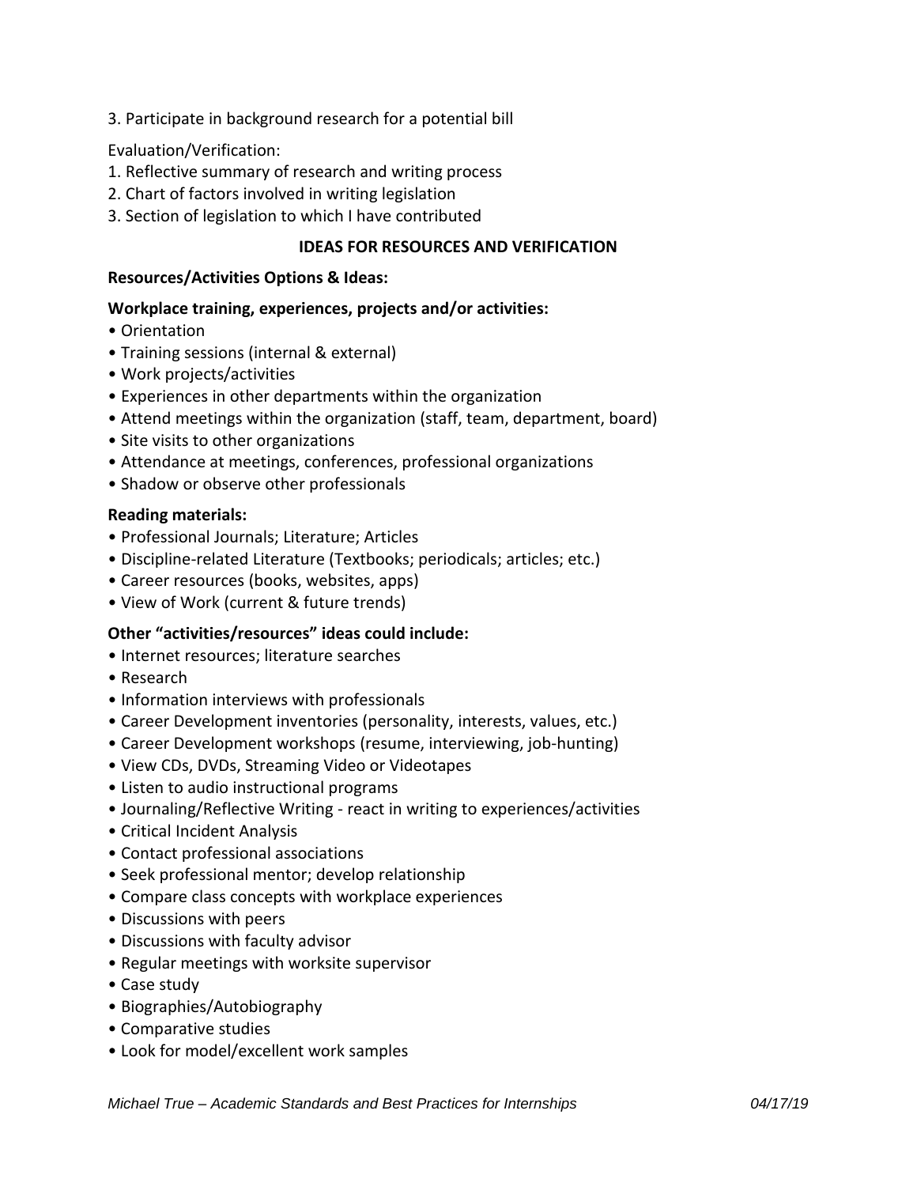3. Participate in background research for a potential bill

Evaluation/Verification:

1. Reflective summary of research and writing process
2. Chart of factors involved in writing legislation
3. Section of legislation to which I have contributed

## IDEAS FOR RESOURCES AND VERIFICATION

**Resources/Activities Options & Ideas:**

**Workplace training, experiences, projects and/or activities:**

- Orientation
- Training sessions (internal & external)
- Work projects/activities
- Experiences in other departments within the organization
- Attend meetings within the organization (staff, team, department, board)
- Site visits to other organizations
- Attendance at meetings, conferences, professional organizations
- Shadow or observe other professionals

**Reading materials:**

- Professional Journals; Literature; Articles
- Discipline-related Literature (Textbooks; periodicals; articles; etc.)
- Career resources (books, websites, apps)
- View of Work (current & future trends)

**Other "activities/resources" ideas could include:**

- Internet resources; literature searches
- Research
- Information interviews with professionals
- Career Development inventories (personality, interests, values, etc.)
- Career Development workshops (resume, interviewing, job-hunting)
- View CDs, DVDs, Streaming Video or Videotapes
- Listen to audio instructional programs
- Journaling/Reflective Writing - react in writing to experiences/activities
- Critical Incident Analysis
- Contact professional associations
- Seek professional mentor; develop relationship
- Compare class concepts with workplace experiences
- Discussions with peers
- Discussions with faculty advisor
- Regular meetings with worksite supervisor
- Case study
- Biographies/Autobiography
- Comparative studies
- Look for model/excellent work samples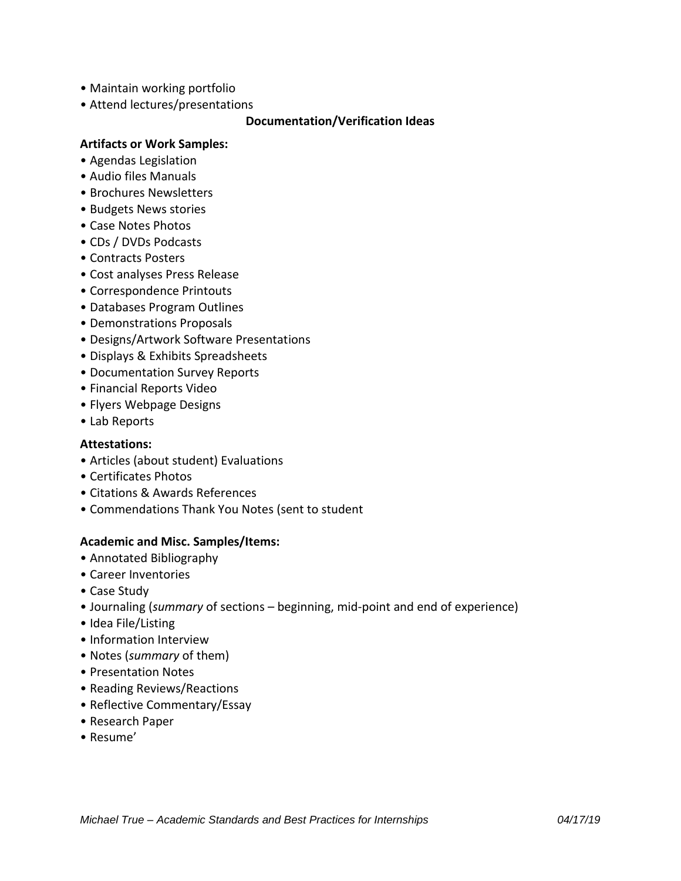- Maintain working portfolio
- Attend lectures/presentations

**Documentation/Verification Ideas**

**Artifacts or Work Samples:**

- Agendas Legislation
- Audio files Manuals
- Brochures Newsletters
- Budgets News stories
- Case Notes Photos
- CDs / DVDs Podcasts
- Contracts Posters
- Cost analyses Press Release
- Correspondence Printouts
- Databases Program Outlines
- Demonstrations Proposals
- Designs/Artwork Software Presentations
- Displays & Exhibits Spreadsheets
- Documentation Survey Reports
- Financial Reports Video
- Flyers Webpage Designs
- Lab Reports

**Attestations:**

- Articles (about student) Evaluations
- Certificates Photos
- Citations & Awards References
- Commendations Thank You Notes (sent to student

**Academic and Misc. Samples/Items:**

- Annotated Bibliography
- Career Inventories
- Case Study
- Journaling (*summary* of sections – beginning, mid-point and end of experience)
- Idea File/Listing
- Information Interview
- Notes (*summary* of them)
- Presentation Notes
- Reading Reviews/Reactions
- Reflective Commentary/Essay
- Research Paper
- Resume'